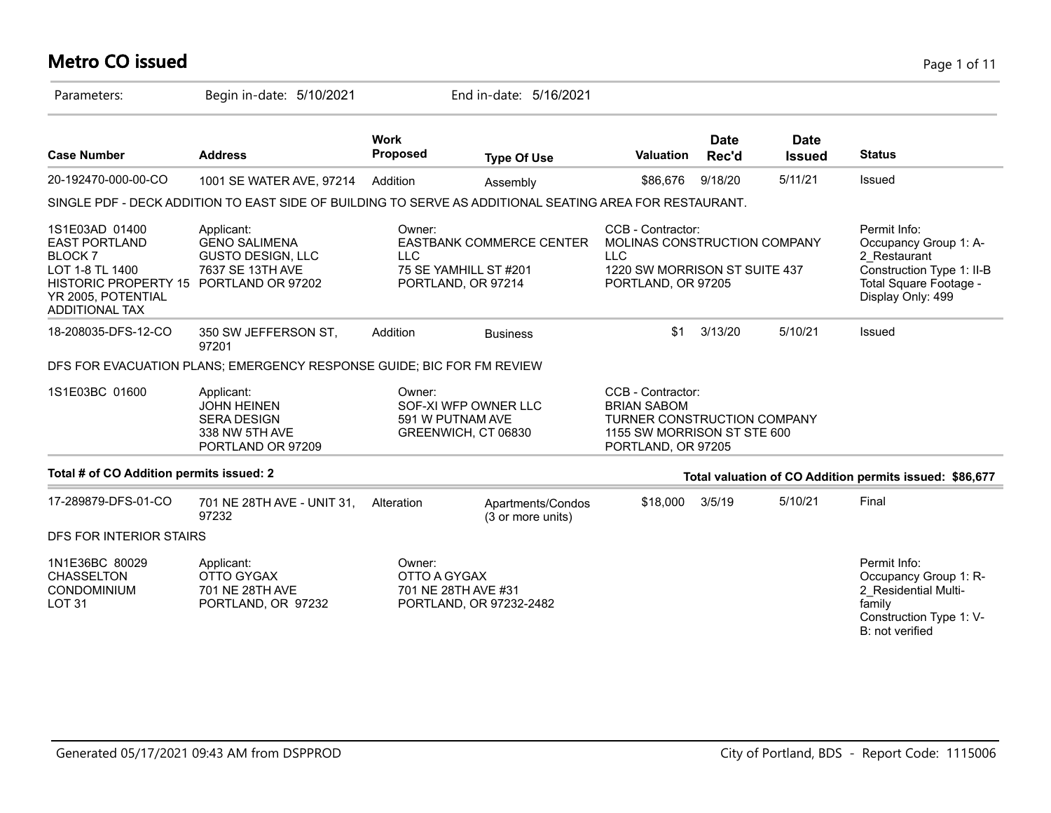# Metro CO issued

Parameters: Begin in-date: 5/10/2021 End in-date: 5/16/2021

| Case Number | Address | Work Proposed | Type Of Use | Valuation | Date Rec'd | Date Issued | Status |
|---|---|---|---|---|---|---|---|
| 20-192470-000-00-CO | 1001 SE WATER AVE, 97214 | Addition | Assembly | $86,676 | 9/18/20 | 5/11/21 | Issued |

SINGLE PDF - DECK ADDITION TO EAST SIDE OF BUILDING TO SERVE AS ADDITIONAL SEATING AREA FOR RESTAURANT.

| | Applicant: | Owner: | CCB - Contractor: | Permit Info: |
|---|---|---|---|---|
| 1S1E03AD 01400 EAST PORTLAND BLOCK 7 LOT 1-8 TL 1400 HISTORIC PROPERTY 15 YR 2005, POTENTIAL ADDITIONAL TAX | GENO SALIMENA GUSTO DESIGN, LLC 7637 SE 13TH AVE PORTLAND OR 97202 | EASTBANK COMMERCE CENTER LLC 75 SE YAMHILL ST #201 PORTLAND, OR 97214 | MOLINAS CONSTRUCTION COMPANY LLC 1220 SW MORRISON ST SUITE 437 PORTLAND, OR 97205 | Occupancy Group 1: A-2_Restaurant Construction Type 1: II-B Total Square Footage - Display Only: 499 |

| Case Number | Address | Work Proposed | Type Of Use | Valuation | Date Rec'd | Date Issued | Status |
|---|---|---|---|---|---|---|---|
| 18-208035-DFS-12-CO | 350 SW JEFFERSON ST, 97201 | Addition | Business | $1 | 3/13/20 | 5/10/21 | Issued |

DFS FOR EVACUATION PLANS; EMERGENCY RESPONSE GUIDE; BIC FOR FM REVIEW

| | Applicant: | Owner: | CCB - Contractor: |
|---|---|---|---|
| 1S1E03BC 01600 | JOHN HEINEN SERA DESIGN 338 NW 5TH AVE PORTLAND OR 97209 | SOF-XI WFP OWNER LLC 591 W PUTNAM AVE GREENWICH, CT 06830 | BRIAN SABOM TURNER CONSTRUCTION COMPANY 1155 SW MORRISON ST STE 600 PORTLAND, OR 97205 |

**Total # of CO Addition permits issued: 2**

**Total valuation of CO Addition permits issued: $86,677**

| Case Number | Address | Work Proposed | Type Of Use | Valuation | Date Rec'd | Date Issued | Status |
|---|---|---|---|---|---|---|---|
| 17-289879-DFS-01-CO | 701 NE 28TH AVE - UNIT 31, 97232 | Alteration | Apartments/Condos (3 or more units) | $18,000 | 3/5/19 | 5/10/21 | Final |

DFS FOR INTERIOR STAIRS

| | Applicant: | Owner: | Permit Info: |
|---|---|---|---|
| 1N1E36BC 80029 CHASSELTON CONDOMINIUM LOT 31 | OTTO GYGAX 701 NE 28TH AVE PORTLAND, OR 97232 | OTTO A GYGAX 701 NE 28TH AVE #31 PORTLAND, OR 97232-2482 | Occupancy Group 1: R-2_Residential Multi-family Construction Type 1: V-B: not verified |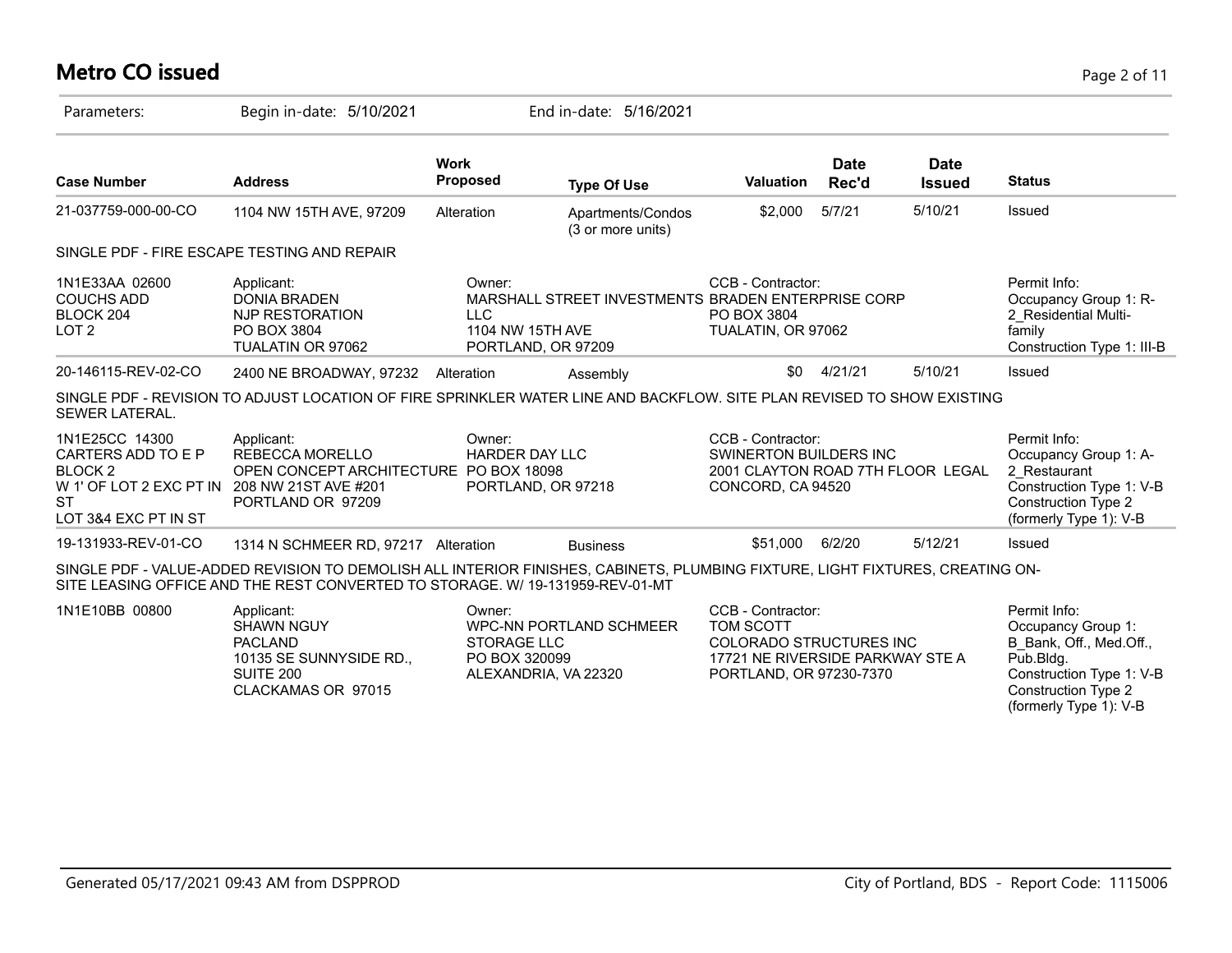# Metro CO issued

Parameters: Begin in-date: 5/10/2021 End in-date: 5/16/2021

| Case Number | Address | Work Proposed | Type Of Use | Valuation | Date Rec'd | Date Issued | Status |
|---|---|---|---|---|---|---|---|
| 21-037759-000-00-CO | 1104 NW 15TH AVE, 97209 | Alteration | Apartments/Condos (3 or more units) | $2,000 | 5/7/21 | 5/10/21 | Issued |

SINGLE PDF - FIRE ESCAPE TESTING AND REPAIR

| | Applicant: | Owner: | CCB - Contractor: | Permit Info: |
|---|---|---|---|---|
| 1N1E33AA 02600<br>COUCHS ADD<br>BLOCK 204<br>LOT 2 | DONIA BRADEN<br>NJP RESTORATION<br>PO BOX 3804<br>TUALATIN OR 97062 | MARSHALL STREET INVESTMENTS LLC<br>1104 NW 15TH AVE<br>PORTLAND, OR 97209 | BRADEN ENTERPRISE CORP<br>PO BOX 3804<br>TUALATIN, OR 97062 | Occupancy Group 1: R-2_Residential Multi-family<br>Construction Type 1: III-B |

| Case Number | Address | Work Proposed | Type Of Use | Valuation | Date Rec'd | Date Issued | Status |
|---|---|---|---|---|---|---|---|
| 20-146115-REV-02-CO | 2400 NE BROADWAY, 97232 | Alteration | Assembly | $0 | 4/21/21 | 5/10/21 | Issued |

SINGLE PDF - REVISION TO ADJUST LOCATION OF FIRE SPRINKLER WATER LINE AND BACKFLOW. SITE PLAN REVISED TO SHOW EXISTING SEWER LATERAL.

| | Applicant: | Owner: | CCB - Contractor: | Permit Info: |
|---|---|---|---|---|
| 1N1E25CC 14300<br>CARTERS ADD TO E P<br>BLOCK 2<br>W 1' OF LOT 2 EXC PT IN ST<br>LOT 3&4 EXC PT IN ST | REBECCA MORELLO<br>OPEN CONCEPT ARCHITECTURE<br>208 NW 21ST AVE #201<br>PORTLAND OR 97209 | HARDER DAY LLC<br>PO BOX 18098<br>PORTLAND, OR 97218 | SWINERTON BUILDERS INC<br>2001 CLAYTON ROAD 7TH FLOOR LEGAL<br>CONCORD, CA 94520 | Occupancy Group 1: A-2_Restaurant<br>Construction Type 1: V-B<br>Construction Type 2 (formerly Type 1): V-B |

| Case Number | Address | Work Proposed | Type Of Use | Valuation | Date Rec'd | Date Issued | Status |
|---|---|---|---|---|---|---|---|
| 19-131933-REV-01-CO | 1314 N SCHMEER RD, 97217 | Alteration | Business | $51,000 | 6/2/20 | 5/12/21 | Issued |

SINGLE PDF - VALUE-ADDED REVISION TO DEMOLISH ALL INTERIOR FINISHES, CABINETS, PLUMBING FIXTURE, LIGHT FIXTURES, CREATING ON-SITE LEASING OFFICE AND THE REST CONVERTED TO STORAGE. W/ 19-131959-REV-01-MT

| | Applicant: | Owner: | CCB - Contractor: | Permit Info: |
|---|---|---|---|---|
| 1N1E10BB 00800 | SHAWN NGUY<br>PACLAND<br>10135 SE SUNNYSIDE RD., SUITE 200<br>CLACKAMAS OR 97015 | WPC-NN PORTLAND SCHMEER STORAGE LLC<br>PO BOX 320099<br>ALEXANDRIA, VA 22320 | TOM SCOTT<br>COLORADO STRUCTURES INC<br>17721 NE RIVERSIDE PARKWAY STE A<br>PORTLAND, OR 97230-7370 | Occupancy Group 1: B_Bank, Off., Med.Off., Pub.Bldg.<br>Construction Type 1: V-B<br>Construction Type 2 (formerly Type 1): V-B |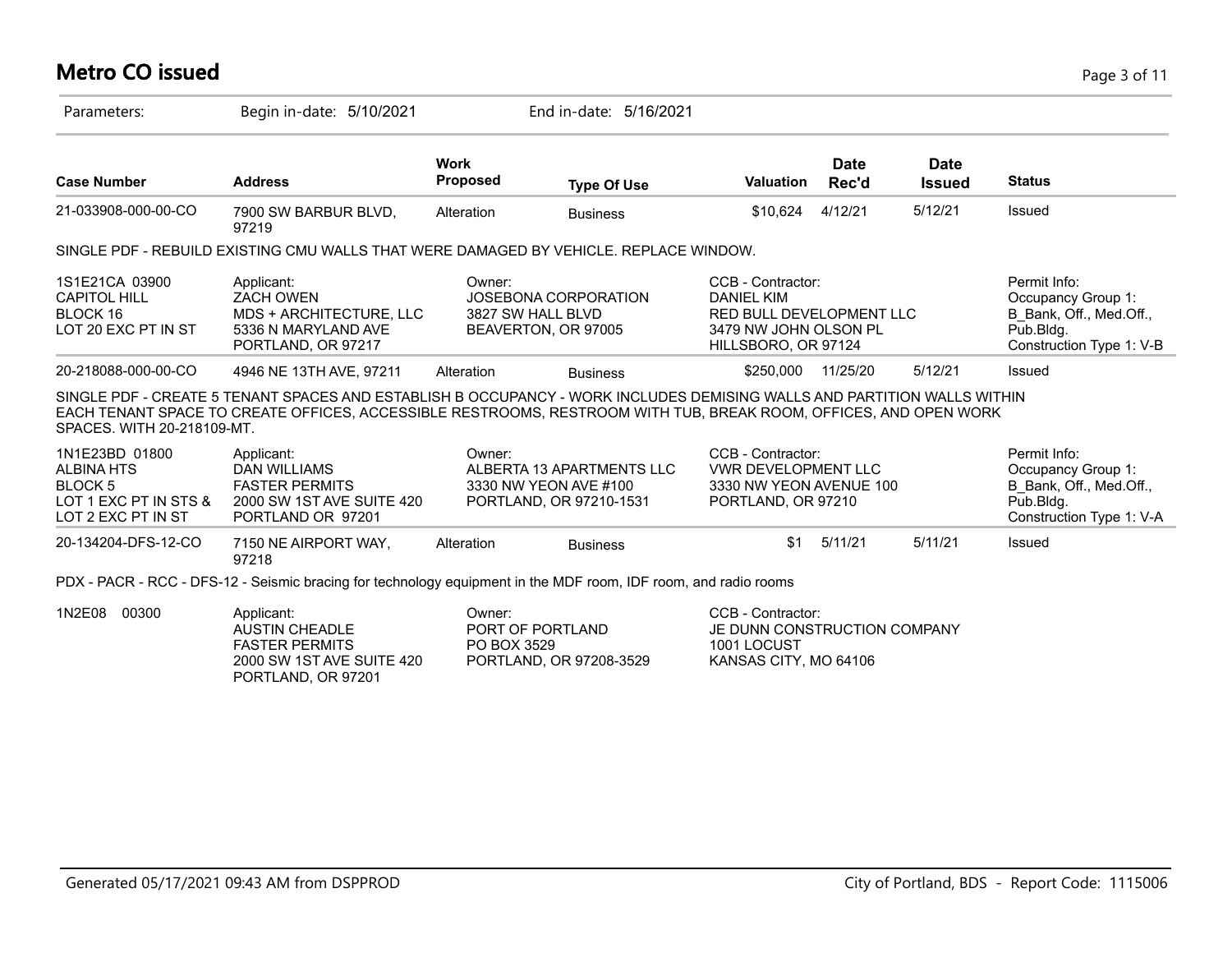# Metro CO issued

Parameters: Begin in-date: 5/10/2021 End in-date: 5/16/2021

| Case Number | Address | Work Proposed | Type Of Use | Valuation | Date Rec'd | Date Issued | Status |
|---|---|---|---|---|---|---|---|
| 21-033908-000-00-CO | 7900 SW BARBUR BLVD, 97219 | Alteration | Business | $10,624 | 4/12/21 | 5/12/21 | Issued |

SINGLE PDF - REBUILD EXISTING CMU WALLS THAT WERE DAMAGED BY VEHICLE. REPLACE WINDOW.

| | Applicant | Owner | CCB - Contractor | Permit Info |
|---|---|---|---|---|
| 1S1E21CA 03900<br>CAPITOL HILL<br>BLOCK 16<br>LOT 20 EXC PT IN ST | ZACH OWEN<br>MDS + ARCHITECTURE, LLC<br>5336 N MARYLAND AVE<br>PORTLAND, OR 97217 | JOSEBONA CORPORATION<br>3827 SW HALL BLVD<br>BEAVERTON, OR 97005 | DANIEL KIM<br>RED BULL DEVELOPMENT LLC<br>3479 NW JOHN OLSON PL<br>HILLSBORO, OR 97124 | Occupancy Group 1: B_Bank, Off., Med.Off., Pub.Bldg.<br>Construction Type 1: V-B |

| Case Number | Address | Work Proposed | Type Of Use | Valuation | Date Rec'd | Date Issued | Status |
|---|---|---|---|---|---|---|---|
| 20-218088-000-00-CO | 4946 NE 13TH AVE, 97211 | Alteration | Business | $250,000 | 11/25/20 | 5/12/21 | Issued |

SINGLE PDF - CREATE 5 TENANT SPACES AND ESTABLISH B OCCUPANCY - WORK INCLUDES DEMISING WALLS AND PARTITION WALLS WITHIN EACH TENANT SPACE TO CREATE OFFICES, ACCESSIBLE RESTROOMS, RESTROOM WITH TUB, BREAK ROOM, OFFICES, AND OPEN WORK SPACES. WITH 20-218109-MT.

| | Applicant | Owner | CCB - Contractor | Permit Info |
|---|---|---|---|---|
| 1N1E23BD 01800<br>ALBINA HTS<br>BLOCK 5<br>LOT 1 EXC PT IN STS &<br>LOT 2 EXC PT IN ST | DAN WILLIAMS<br>FASTER PERMITS<br>2000 SW 1ST AVE SUITE 420<br>PORTLAND OR 97201 | ALBERTA 13 APARTMENTS LLC<br>3330 NW YEON AVE #100<br>PORTLAND, OR 97210-1531 | VWR DEVELOPMENT LLC<br>3330 NW YEON AVENUE 100<br>PORTLAND, OR 97210 | Occupancy Group 1: B_Bank, Off., Med.Off., Pub.Bldg.<br>Construction Type 1: V-A |

| Case Number | Address | Work Proposed | Type Of Use | Valuation | Date Rec'd | Date Issued | Status |
|---|---|---|---|---|---|---|---|
| 20-134204-DFS-12-CO | 7150 NE AIRPORT WAY, 97218 | Alteration | Business | $1 | 5/11/21 | 5/11/21 | Issued |

PDX - PACR - RCC - DFS-12 - Seismic bracing for technology equipment in the MDF room, IDF room, and radio rooms

| | Applicant | Owner | CCB - Contractor |
|---|---|---|---|
| 1N2E08 00300 | AUSTIN CHEADLE<br>FASTER PERMITS<br>2000 SW 1ST AVE SUITE 420<br>PORTLAND, OR 97201 | PORT OF PORTLAND<br>PO BOX 3529<br>PORTLAND, OR 97208-3529 | JE DUNN CONSTRUCTION COMPANY<br>1001 LOCUST<br>KANSAS CITY, MO 64106 |

Generated 05/17/2021 09:43 AM from DSPPROD — City of Portland, BDS - Report Code: 1115006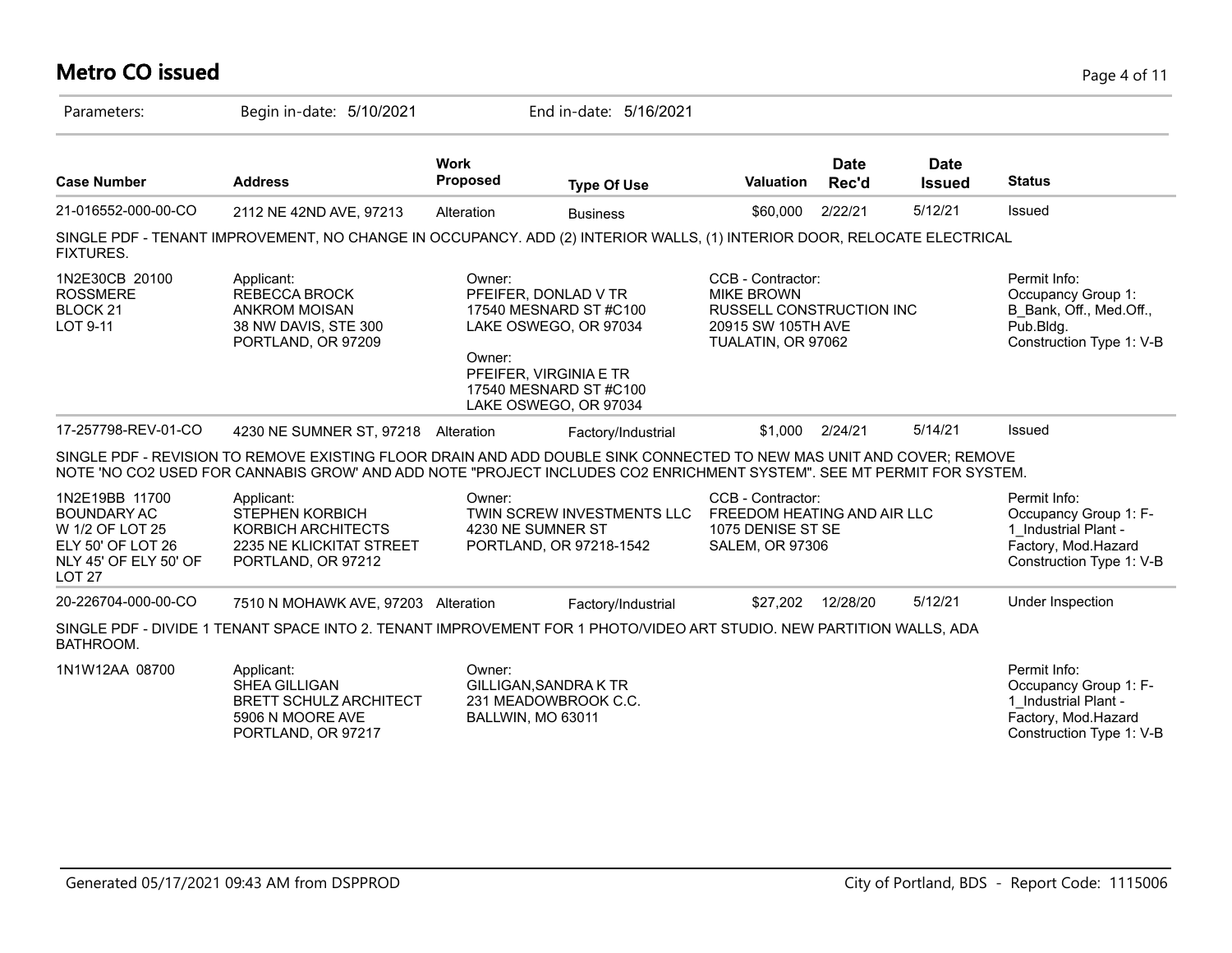# Metro CO issued

Parameters: Begin in-date: 5/10/2021 End in-date: 5/16/2021

| Case Number | Address | Work Proposed | Type Of Use | Valuation | Date Rec'd | Date Issued | Status |
|---|---|---|---|---|---|---|---|
| 21-016552-000-00-CO | 2112 NE 42ND AVE, 97213 | Alteration | Business | $60,000 | 2/22/21 | 5/12/21 | Issued |

SINGLE PDF - TENANT IMPROVEMENT, NO CHANGE IN OCCUPANCY. ADD (2) INTERIOR WALLS, (1) INTERIOR DOOR, RELOCATE ELECTRICAL FIXTURES.

| Legal | Applicant | Owner | CCB - Contractor | Permit Info |
|---|---|---|---|---|
| 1N2E30CB 20100<br>ROSSMERE<br>BLOCK 21<br>LOT 9-11 | Applicant:<br>REBECCA BROCK<br>ANKROM MOISAN<br>38 NW DAVIS, STE 300<br>PORTLAND, OR 97209 | Owner:<br>PFEIFER, DONLAD V TR<br>17540 MESNARD ST #C100<br>LAKE OSWEGO, OR 97034<br>Owner:<br>PFEIFER, VIRGINIA E TR<br>17540 MESNARD ST #C100<br>LAKE OSWEGO, OR 97034 | CCB - Contractor:<br>MIKE BROWN<br>RUSSELL CONSTRUCTION INC<br>20915 SW 105TH AVE<br>TUALATIN, OR 97062 | Permit Info:<br>Occupancy Group 1: B_Bank, Off., Med.Off., Pub.Bldg.<br>Construction Type 1: V-B |

| Case Number | Address | Work Proposed | Type Of Use | Valuation | Date Rec'd | Date Issued | Status |
|---|---|---|---|---|---|---|---|
| 17-257798-REV-01-CO | 4230 NE SUMNER ST, 97218 | Alteration | Factory/Industrial | $1,000 | 2/24/21 | 5/14/21 | Issued |

SINGLE PDF - REVISION TO REMOVE EXISTING FLOOR DRAIN AND ADD DOUBLE SINK CONNECTED TO NEW MAS UNIT AND COVER; REMOVE NOTE 'NO CO2 USED FOR CANNABIS GROW' AND ADD NOTE "PROJECT INCLUDES CO2 ENRICHMENT SYSTEM". SEE MT PERMIT FOR SYSTEM.

| Legal | Applicant | Owner | CCB - Contractor | Permit Info |
|---|---|---|---|---|
| 1N2E19BB 11700<br>BOUNDARY AC<br>W 1/2 OF LOT 25<br>ELY 50' OF LOT 26<br>NLY 45' OF ELY 50' OF LOT 27 | Applicant:<br>STEPHEN KORBICH<br>KORBICH ARCHITECTS<br>2235 NE KLICKITAT STREET<br>PORTLAND, OR 97212 | Owner:<br>TWIN SCREW INVESTMENTS LLC<br>4230 NE SUMNER ST<br>PORTLAND, OR 97218-1542 | CCB - Contractor:<br>FREEDOM HEATING AND AIR LLC<br>1075 DENISE ST SE<br>SALEM, OR 97306 | Permit Info:<br>Occupancy Group 1: F-1_Industrial Plant - Factory, Mod.Hazard<br>Construction Type 1: V-B |

| Case Number | Address | Work Proposed | Type Of Use | Valuation | Date Rec'd | Date Issued | Status |
|---|---|---|---|---|---|---|---|
| 20-226704-000-00-CO | 7510 N MOHAWK AVE, 97203 | Alteration | Factory/Industrial | $27,202 | 12/28/20 | 5/12/21 | Under Inspection |

SINGLE PDF - DIVIDE 1 TENANT SPACE INTO 2. TENANT IMPROVEMENT FOR 1 PHOTO/VIDEO ART STUDIO. NEW PARTITION WALLS, ADA BATHROOM.

| Legal | Applicant | Owner | CCB - Contractor | Permit Info |
|---|---|---|---|---|
| 1N1W12AA 08700 | Applicant:<br>SHEA GILLIGAN<br>BRETT SCHULZ ARCHITECT<br>5906 N MOORE AVE<br>PORTLAND, OR 97217 | Owner:<br>GILLIGAN,SANDRA K TR<br>231 MEADOWBROOK C.C.<br>BALLWIN, MO 63011 | | Permit Info:<br>Occupancy Group 1: F-1_Industrial Plant - Factory, Mod.Hazard<br>Construction Type 1: V-B |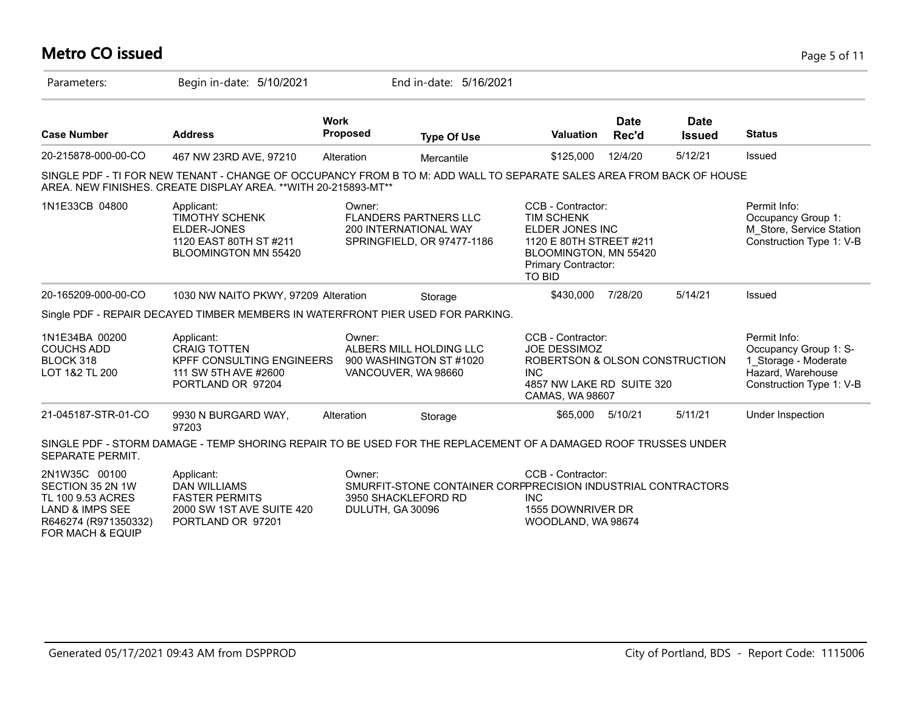# Metro CO issued

Parameters: Begin in-date: 5/10/2021 End in-date: 5/16/2021

| Case Number | Address | Work Proposed | Type Of Use | Valuation | Date Rec'd | Date Issued | Status |
|---|---|---|---|---|---|---|---|
| 20-215878-000-00-CO | 467 NW 23RD AVE, 97210 | Alteration | Mercantile | $125,000 | 12/4/20 | 5/12/21 | Issued |

SINGLE PDF - TI FOR NEW TENANT - CHANGE OF OCCUPANCY FROM B TO M: ADD WALL TO SEPARATE SALES AREA FROM BACK OF HOUSE AREA. NEW FINISHES. CREATE DISPLAY AREA. **WITH 20-215893-MT**

1N1E33CB 04800

Applicant:
TIMOTHY SCHENK
ELDER-JONES
1120 EAST 80TH ST #211
BLOOMINGTON MN 55420

Owner:
FLANDERS PARTNERS LLC
200 INTERNATIONAL WAY
SPRINGFIELD, OR 97477-1186

CCB - Contractor:
TIM SCHENK
ELDER JONES INC
1120 E 80TH STREET #211
BLOOMINGTON, MN 55420
Primary Contractor:
TO BID

Permit Info:
Occupancy Group 1: M_Store, Service Station
Construction Type 1: V-B

| Case Number | Address | Work Proposed | Type Of Use | Valuation | Date Rec'd | Date Issued | Status |
|---|---|---|---|---|---|---|---|
| 20-165209-000-00-CO | 1030 NW NAITO PKWY, 97209 | Alteration | Storage | $430,000 | 7/28/20 | 5/14/21 | Issued |

Single PDF - REPAIR DECAYED TIMBER MEMBERS IN WATERFRONT PIER USED FOR PARKING.

1N1E34BA 00200
COUCHS ADD
BLOCK 318
LOT 1&2 TL 200

Applicant:
CRAIG TOTTEN
KPFF CONSULTING ENGINEERS
111 SW 5TH AVE #2600
PORTLAND OR 97204

Owner:
ALBERS MILL HOLDING LLC
900 WASHINGTON ST #1020
VANCOUVER, WA 98660

CCB - Contractor:
JOE DESSIMOZ
ROBERTSON & OLSON CONSTRUCTION INC
4857 NW LAKE RD SUITE 320
CAMAS, WA 98607

Permit Info:
Occupancy Group 1: S-1_Storage - Moderate Hazard, Warehouse
Construction Type 1: V-B

| Case Number | Address | Work Proposed | Type Of Use | Valuation | Date Rec'd | Date Issued | Status |
|---|---|---|---|---|---|---|---|
| 21-045187-STR-01-CO | 9930 N BURGARD WAY, 97203 | Alteration | Storage | $65,000 | 5/10/21 | 5/11/21 | Under Inspection |

SINGLE PDF - STORM DAMAGE - TEMP SHORING REPAIR TO BE USED FOR THE REPLACEMENT OF A DAMAGED ROOF TRUSSES UNDER SEPARATE PERMIT.

2N1W35C 00100
SECTION 35 2N 1W
TL 100 9.53 ACRES
LAND & IMPS SEE
R646274 (R971350332)
FOR MACH & EQUIP

Applicant:
DAN WILLIAMS
FASTER PERMITS
2000 SW 1ST AVE SUITE 420
PORTLAND OR 97201

Owner:
SMURFIT-STONE CONTAINER CORP
3950 SHACKLEFORD RD
DULUTH, GA 30096

CCB - Contractor:
PRECISION INDUSTRIAL CONTRACTORS INC
1555 DOWNRIVER DR
WOODLAND, WA 98674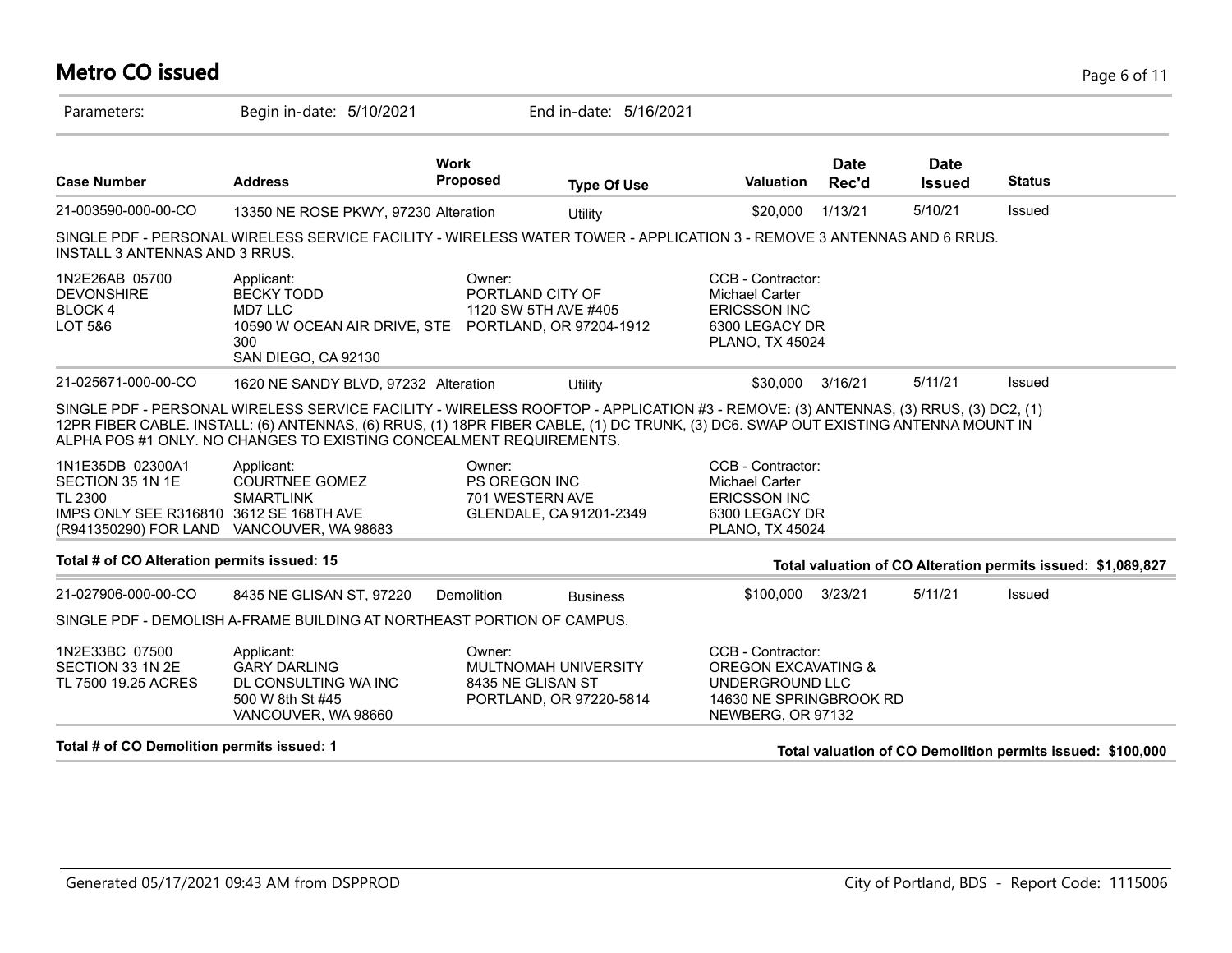# Metro CO issued

Parameters: Begin in-date: 5/10/2021 End in-date: 5/16/2021

| Case Number | Address | Work Proposed | Type Of Use | Valuation | Date Rec'd | Date Issued | Status |
|---|---|---|---|---|---|---|---|
| 21-003590-000-00-CO | 13350 NE ROSE PKWY, 97230 | Alteration | Utility | $20,000 | 1/13/21 | 5/10/21 | Issued |

SINGLE PDF - PERSONAL WIRELESS SERVICE FACILITY - WIRELESS WATER TOWER - APPLICATION 3 - REMOVE 3 ANTENNAS AND 6 RRUS. INSTALL 3 ANTENNAS AND 3 RRUS.

| | Applicant: | Owner: | CCB - Contractor: |
|---|---|---|---|
| 1N2E26AB 05700<br>DEVONSHIRE<br>BLOCK 4<br>LOT 5&6 | BECKY TODD<br>MD7 LLC<br>10590 W OCEAN AIR DRIVE, STE 300<br>SAN DIEGO, CA 92130 | PORTLAND CITY OF<br>1120 SW 5TH AVE #405<br>PORTLAND, OR 97204-1912 | Michael Carter<br>ERICSSON INC<br>6300 LEGACY DR<br>PLANO, TX 45024 |

| Case Number | Address | Work Proposed | Type Of Use | Valuation | Date Rec'd | Date Issued | Status |
|---|---|---|---|---|---|---|---|
| 21-025671-000-00-CO | 1620 NE SANDY BLVD, 97232 | Alteration | Utility | $30,000 | 3/16/21 | 5/11/21 | Issued |

SINGLE PDF - PERSONAL WIRELESS SERVICE FACILITY - WIRELESS ROOFTOP - APPLICATION #3 - REMOVE: (3) ANTENNAS, (3) RRUS, (3) DC2, (1) 12PR FIBER CABLE. INSTALL: (6) ANTENNAS, (6) RRUS, (1) 18PR FIBER CABLE, (1) DC TRUNK, (3) DC6. SWAP OUT EXISTING ANTENNA MOUNT IN ALPHA POS #1 ONLY. NO CHANGES TO EXISTING CONCEALMENT REQUIREMENTS.

| | Applicant: | Owner: | CCB - Contractor: |
|---|---|---|---|
| 1N1E35DB 02300A1<br>SECTION 35 1N 1E<br>TL 2300<br>IMPS ONLY SEE R316810<br>(R941350290) FOR LAND | COURTNEE GOMEZ<br>SMARTLINK<br>3612 SE 168TH AVE<br>VANCOUVER, WA 98683 | PS OREGON INC<br>701 WESTERN AVE<br>GLENDALE, CA 91201-2349 | Michael Carter<br>ERICSSON INC<br>6300 LEGACY DR<br>PLANO, TX 45024 |

**Total # of CO Alteration permits issued: 15** — **Total valuation of CO Alteration permits issued: $1,089,827**

| Case Number | Address | Work Proposed | Type Of Use | Valuation | Date Rec'd | Date Issued | Status |
|---|---|---|---|---|---|---|---|
| 21-027906-000-00-CO | 8435 NE GLISAN ST, 97220 | Demolition | Business | $100,000 | 3/23/21 | 5/11/21 | Issued |

SINGLE PDF - DEMOLISH A-FRAME BUILDING AT NORTHEAST PORTION OF CAMPUS.

| | Applicant: | Owner: | CCB - Contractor: |
|---|---|---|---|
| 1N2E33BC 07500<br>SECTION 33 1N 2E<br>TL 7500 19.25 ACRES | GARY DARLING<br>DL CONSULTING WA INC<br>500 W 8th St #45<br>VANCOUVER, WA 98660 | MULTNOMAH UNIVERSITY<br>8435 NE GLISAN ST<br>PORTLAND, OR 97220-5814 | OREGON EXCAVATING & UNDERGROUND LLC<br>14630 NE SPRINGBROOK RD<br>NEWBERG, OR 97132 |

**Total # of CO Demolition permits issued: 1** — **Total valuation of CO Demolition permits issued: $100,000**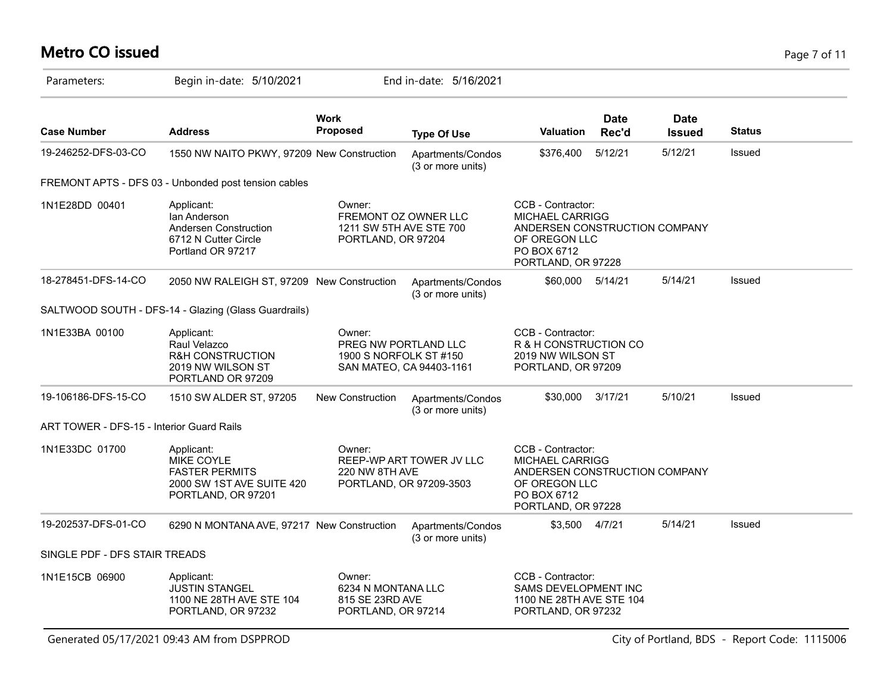# Metro CO issued

Parameters: Begin in-date: 5/10/2021 End in-date: 5/16/2021

| Case Number | Address | Work Proposed | Type Of Use | Valuation | Date Rec'd | Date Issued | Status |
|---|---|---|---|---|---|---|---|
| 19-246252-DFS-03-CO | 1550 NW NAITO PKWY, 97209 | New Construction | Apartments/Condos (3 or more units) | $376,400 | 5/12/21 | 5/12/21 | Issued |
| FREMONT APTS - DFS 03 - Unbonded post tension cables | | | | | | | |
| 1N1E28DD 00401 | Applicant: Ian Anderson Andersen Construction 6712 N Cutter Circle Portland OR 97217 | Owner: FREMONT OZ OWNER LLC 1211 SW 5TH AVE STE 700 PORTLAND, OR 97204 | | CCB - Contractor: MICHAEL CARRIGG ANDERSEN CONSTRUCTION COMPANY OF OREGON LLC PO BOX 6712 PORTLAND, OR 97228 | | | |
| 18-278451-DFS-14-CO | 2050 NW RALEIGH ST, 97209 | New Construction | Apartments/Condos (3 or more units) | $60,000 | 5/14/21 | 5/14/21 | Issued |
| SALTWOOD SOUTH - DFS-14 - Glazing (Glass Guardrails) | | | | | | | |
| 1N1E33BA 00100 | Applicant: Raul Velazco R&H CONSTRUCTION 2019 NW WILSON ST PORTLAND OR 97209 | Owner: PREG NW PORTLAND LLC 1900 S NORFOLK ST #150 SAN MATEO, CA 94403-1161 | | CCB - Contractor: R & H CONSTRUCTION CO 2019 NW WILSON ST PORTLAND, OR 97209 | | | |
| 19-106186-DFS-15-CO | 1510 SW ALDER ST, 97205 | New Construction | Apartments/Condos (3 or more units) | $30,000 | 3/17/21 | 5/10/21 | Issued |
| ART TOWER - DFS-15 - Interior Guard Rails | | | | | | | |
| 1N1E33DC 01700 | Applicant: MIKE COYLE FASTER PERMITS 2000 SW 1ST AVE SUITE 420 PORTLAND, OR 97201 | Owner: REEP-WP ART TOWER JV LLC 220 NW 8TH AVE PORTLAND, OR 97209-3503 | | CCB - Contractor: MICHAEL CARRIGG ANDERSEN CONSTRUCTION COMPANY OF OREGON LLC PO BOX 6712 PORTLAND, OR 97228 | | | |
| 19-202537-DFS-01-CO | 6290 N MONTANA AVE, 97217 | New Construction | Apartments/Condos (3 or more units) | $3,500 | 4/7/21 | 5/14/21 | Issued |
| SINGLE PDF - DFS STAIR TREADS | | | | | | | |
| 1N1E15CB 06900 | Applicant: JUSTIN STANGEL 1100 NE 28TH AVE STE 104 PORTLAND, OR 97232 | Owner: 6234 N MONTANA LLC 815 SE 23RD AVE PORTLAND, OR 97214 | | CCB - Contractor: SAMS DEVELOPMENT INC 1100 NE 28TH AVE STE 104 PORTLAND, OR 97232 | | | |

Generated 05/17/2021 09:43 AM from DSPPROD

City of Portland, BDS - Report Code: 1115006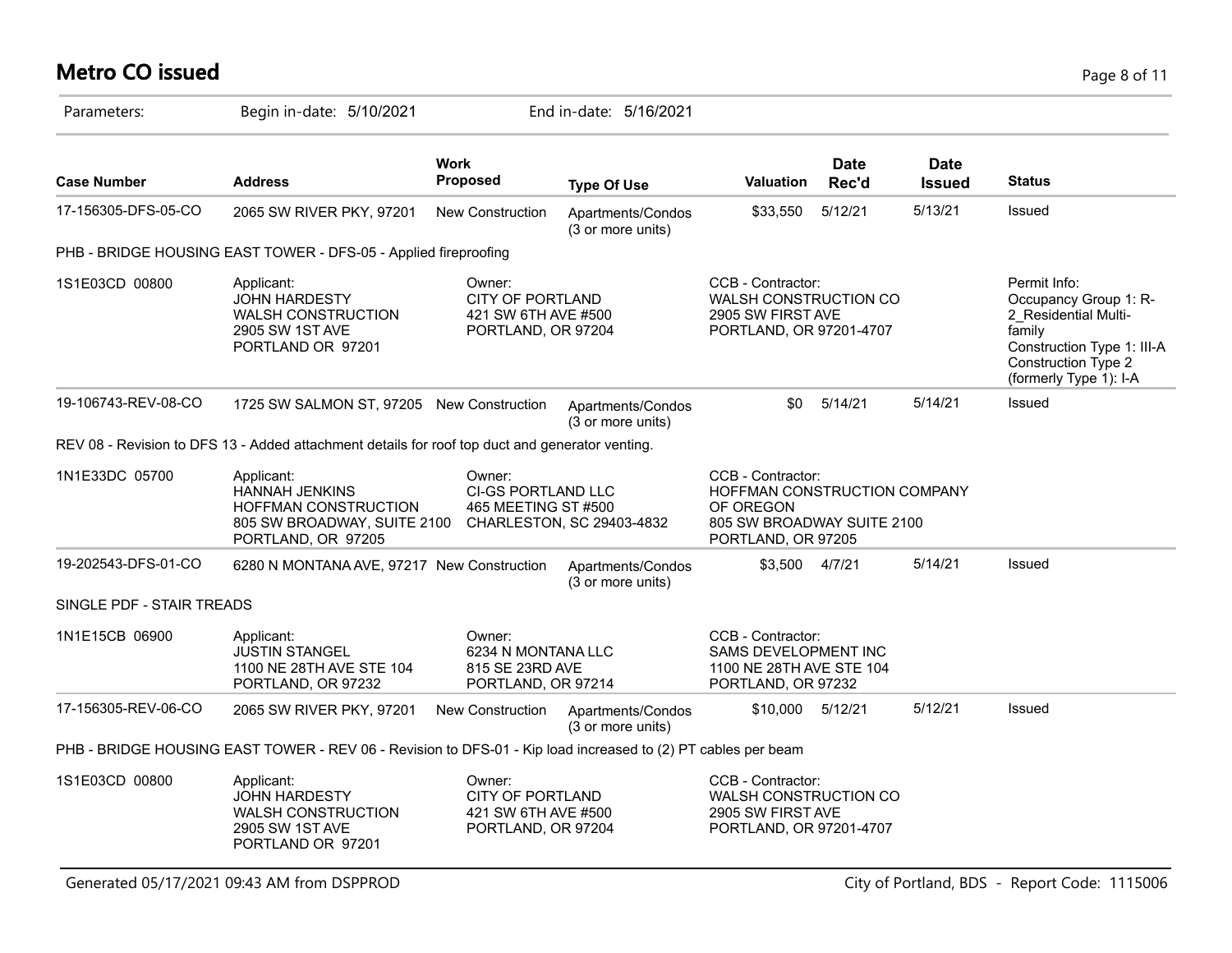# Metro CO issued

Parameters: Begin in-date: 5/10/2021 End in-date: 5/16/2021

| Case Number | Address | Work Proposed | Type Of Use | Valuation | Date Rec'd | Date Issued | Status |
|---|---|---|---|---|---|---|---|
| 17-156305-DFS-05-CO | 2065 SW RIVER PKY, 97201 | New Construction | Apartments/Condos (3 or more units) | $33,550 | 5/12/21 | 5/13/21 | Issued |

PHB - BRIDGE HOUSING EAST TOWER - DFS-05 - Applied fireproofing

| | | | | |
|---|---|---|---|---|
| 1S1E03CD 00800 | Applicant: JOHN HARDESTY WALSH CONSTRUCTION 2905 SW 1ST AVE PORTLAND OR 97201 | Owner: CITY OF PORTLAND 421 SW 6TH AVE #500 PORTLAND, OR 97204 | CCB - Contractor: WALSH CONSTRUCTION CO 2905 SW FIRST AVE PORTLAND, OR 97201-4707 | Permit Info: Occupancy Group 1: R-2_Residential Multi-family Construction Type 1: III-A Construction Type 2 (formerly Type 1): I-A |

| Case Number | Address | Work Proposed | Type Of Use | Valuation | Date Rec'd | Date Issued | Status |
|---|---|---|---|---|---|---|---|
| 19-106743-REV-08-CO | 1725 SW SALMON ST, 97205 | New Construction | Apartments/Condos (3 or more units) | $0 | 5/14/21 | 5/14/21 | Issued |

REV 08 - Revision to DFS 13 - Added attachment details for roof top duct and generator venting.

| | | | |
|---|---|---|---|
| 1N1E33DC 05700 | Applicant: HANNAH JENKINS HOFFMAN CONSTRUCTION 805 SW BROADWAY, SUITE 2100 PORTLAND, OR 97205 | Owner: CI-GS PORTLAND LLC 465 MEETING ST #500 CHARLESTON, SC 29403-4832 | CCB - Contractor: HOFFMAN CONSTRUCTION COMPANY OF OREGON 805 SW BROADWAY SUITE 2100 PORTLAND, OR 97205 |

| Case Number | Address | Work Proposed | Type Of Use | Valuation | Date Rec'd | Date Issued | Status |
|---|---|---|---|---|---|---|---|
| 19-202543-DFS-01-CO | 6280 N MONTANA AVE, 97217 | New Construction | Apartments/Condos (3 or more units) | $3,500 | 4/7/21 | 5/14/21 | Issued |

SINGLE PDF - STAIR TREADS

| | | | |
|---|---|---|---|
| 1N1E15CB 06900 | Applicant: JUSTIN STANGEL 1100 NE 28TH AVE STE 104 PORTLAND, OR 97232 | Owner: 6234 N MONTANA LLC 815 SE 23RD AVE PORTLAND, OR 97214 | CCB - Contractor: SAMS DEVELOPMENT INC 1100 NE 28TH AVE STE 104 PORTLAND, OR 97232 |

| Case Number | Address | Work Proposed | Type Of Use | Valuation | Date Rec'd | Date Issued | Status |
|---|---|---|---|---|---|---|---|
| 17-156305-REV-06-CO | 2065 SW RIVER PKY, 97201 | New Construction | Apartments/Condos (3 or more units) | $10,000 | 5/12/21 | 5/12/21 | Issued |

PHB - BRIDGE HOUSING EAST TOWER - REV 06 - Revision to DFS-01 - Kip load increased to (2) PT cables per beam

| | | | |
|---|---|---|---|
| 1S1E03CD 00800 | Applicant: JOHN HARDESTY WALSH CONSTRUCTION 2905 SW 1ST AVE PORTLAND OR 97201 | Owner: CITY OF PORTLAND 421 SW 6TH AVE #500 PORTLAND, OR 97204 | CCB - Contractor: WALSH CONSTRUCTION CO 2905 SW FIRST AVE PORTLAND, OR 97201-4707 |

Generated 05/17/2021 09:43 AM from DSPPROD — City of Portland, BDS - Report Code: 1115006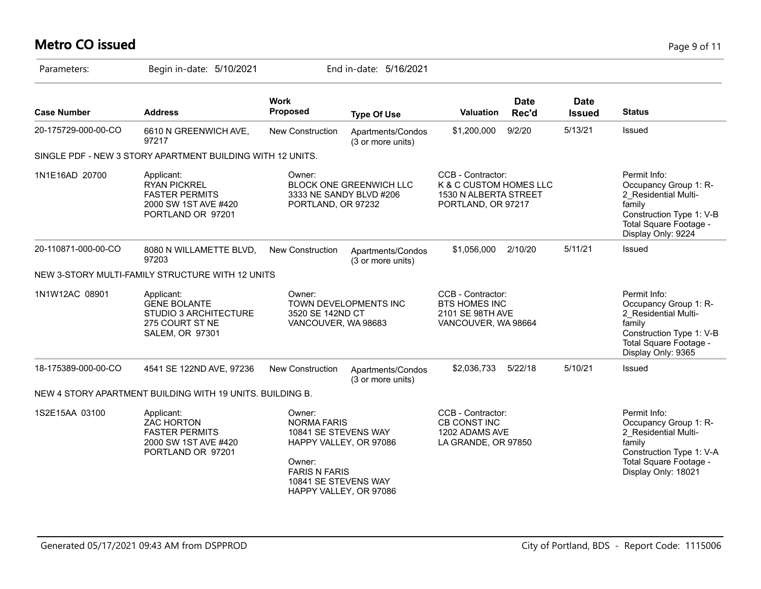# Metro CO issued

Parameters: Begin in-date: 5/10/2021 End in-date: 5/16/2021

| Case Number | Address | Work Proposed | Type Of Use | Valuation | Date Rec'd | Date Issued | Status |
|---|---|---|---|---|---|---|---|
| 20-175729-000-00-CO | 6610 N GREENWICH AVE, 97217 | New Construction | Apartments/Condos (3 or more units) | $1,200,000 | 9/2/20 | 5/13/21 | Issued |

SINGLE PDF - NEW 3 STORY APARTMENT BUILDING WITH 12 UNITS.

| | Applicant | Owner | CCB - Contractor | Permit Info |
|---|---|---|---|---|
| 1N1E16AD 20700 | RYAN PICKREL<br>FASTER PERMITS<br>2000 SW 1ST AVE #420<br>PORTLAND OR 97201 | BLOCK ONE GREENWICH LLC<br>3333 NE SANDY BLVD #206<br>PORTLAND, OR 97232 | K & C CUSTOM HOMES LLC<br>1530 N ALBERTA STREET<br>PORTLAND, OR 97217 | Occupancy Group 1: R-2_Residential Multi-family<br>Construction Type 1: V-B<br>Total Square Footage - Display Only: 9224 |

| Case Number | Address | Work Proposed | Type Of Use | Valuation | Date Rec'd | Date Issued | Status |
|---|---|---|---|---|---|---|---|
| 20-110871-000-00-CO | 8080 N WILLAMETTE BLVD, 97203 | New Construction | Apartments/Condos (3 or more units) | $1,056,000 | 2/10/20 | 5/11/21 | Issued |

NEW 3-STORY MULTI-FAMILY STRUCTURE WITH 12 UNITS

| | Applicant | Owner | CCB - Contractor | Permit Info |
|---|---|---|---|---|
| 1N1W12AC 08901 | GENE BOLANTE<br>STUDIO 3 ARCHITECTURE<br>275 COURT ST NE<br>SALEM, OR 97301 | TOWN DEVELOPMENTS INC<br>3520 SE 142ND CT<br>VANCOUVER, WA 98683 | BTS HOMES INC<br>2101 SE 98TH AVE<br>VANCOUVER, WA 98664 | Occupancy Group 1: R-2_Residential Multi-family<br>Construction Type 1: V-B<br>Total Square Footage - Display Only: 9365 |

| Case Number | Address | Work Proposed | Type Of Use | Valuation | Date Rec'd | Date Issued | Status |
|---|---|---|---|---|---|---|---|
| 18-175389-000-00-CO | 4541 SE 122ND AVE, 97236 | New Construction | Apartments/Condos (3 or more units) | $2,036,733 | 5/22/18 | 5/10/21 | Issued |

NEW 4 STORY APARTMENT BUILDING WITH 19 UNITS. BUILDING B.

| | Applicant | Owner | CCB - Contractor | Permit Info |
|---|---|---|---|---|
| 1S2E15AA 03100 | ZAC HORTON<br>FASTER PERMITS<br>2000 SW 1ST AVE #420<br>PORTLAND OR 97201 | NORMA FARIS<br>10841 SE STEVENS WAY<br>HAPPY VALLEY, OR 97086<br><br>Owner:<br>FARIS N FARIS<br>10841 SE STEVENS WAY<br>HAPPY VALLEY, OR 97086 | CB CONST INC<br>1202 ADAMS AVE<br>LA GRANDE, OR 97850 | Occupancy Group 1: R-2_Residential Multi-family<br>Construction Type 1: V-A<br>Total Square Footage - Display Only: 18021 |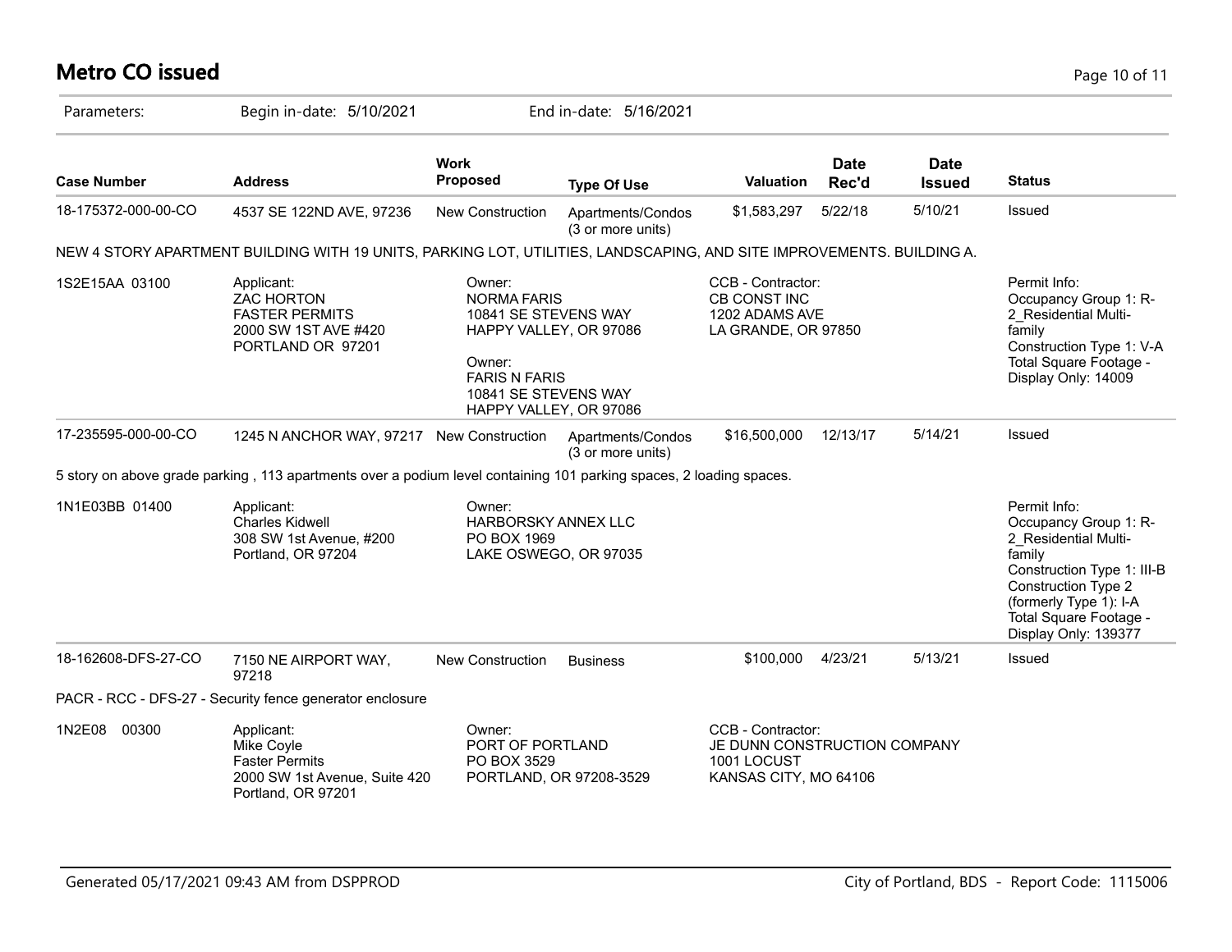# Metro CO issued

Parameters: Begin in-date: 5/10/2021 End in-date: 5/16/2021

| Case Number | Address | Work Proposed | Type Of Use | Valuation | Date Rec'd | Date Issued | Status |
|---|---|---|---|---|---|---|---|
| 18-175372-000-00-CO | 4537 SE 122ND AVE, 97236 | New Construction | Apartments/Condos (3 or more units) | $1,583,297 | 5/22/18 | 5/10/21 | Issued |

NEW 4 STORY APARTMENT BUILDING WITH 19 UNITS, PARKING LOT, UTILITIES, LANDSCAPING, AND SITE IMPROVEMENTS. BUILDING A.

| | | | | |
|---|---|---|---|---|
| 1S2E15AA 03100 | Applicant:<br>ZAC HORTON<br>FASTER PERMITS<br>2000 SW 1ST AVE #420<br>PORTLAND OR 97201 | Owner:<br>NORMA FARIS<br>10841 SE STEVENS WAY<br>HAPPY VALLEY, OR 97086<br><br>Owner:<br>FARIS N FARIS<br>10841 SE STEVENS WAY<br>HAPPY VALLEY, OR 97086 | CCB - Contractor:<br>CB CONST INC<br>1202 ADAMS AVE<br>LA GRANDE, OR 97850 | Permit Info:<br>Occupancy Group 1: R-2_Residential Multi-family<br>Construction Type 1: V-A<br>Total Square Footage - Display Only: 14009 |

| Case Number | Address | Work Proposed | Type Of Use | Valuation | Date Rec'd | Date Issued | Status |
|---|---|---|---|---|---|---|---|
| 17-235595-000-00-CO | 1245 N ANCHOR WAY, 97217 | New Construction | Apartments/Condos (3 or more units) | $16,500,000 | 12/13/17 | 5/14/21 | Issued |

5 story on above grade parking , 113 apartments over a podium level containing 101 parking spaces, 2 loading spaces.

| | | | | |
|---|---|---|---|---|
| 1N1E03BB 01400 | Applicant:<br>Charles Kidwell<br>308 SW 1st Avenue, #200<br>Portland, OR 97204 | Owner:<br>HARBORSKY ANNEX LLC<br>PO BOX 1969<br>LAKE OSWEGO, OR 97035 | | Permit Info:<br>Occupancy Group 1: R-2_Residential Multi-family<br>Construction Type 1: III-B<br>Construction Type 2 (formerly Type 1): I-A<br>Total Square Footage - Display Only: 139377 |

| Case Number | Address | Work Proposed | Type Of Use | Valuation | Date Rec'd | Date Issued | Status |
|---|---|---|---|---|---|---|---|
| 18-162608-DFS-27-CO | 7150 NE AIRPORT WAY, 97218 | New Construction | Business | $100,000 | 4/23/21 | 5/13/21 | Issued |

PACR - RCC - DFS-27 - Security fence generator enclosure

| | | | | |
|---|---|---|---|---|
| 1N2E08 00300 | Applicant:<br>Mike Coyle<br>Faster Permits<br>2000 SW 1st Avenue, Suite 420<br>Portland, OR 97201 | Owner:<br>PORT OF PORTLAND<br>PO BOX 3529<br>PORTLAND, OR 97208-3529 | CCB - Contractor:<br>JE DUNN CONSTRUCTION COMPANY<br>1001 LOCUST<br>KANSAS CITY, MO 64106 | |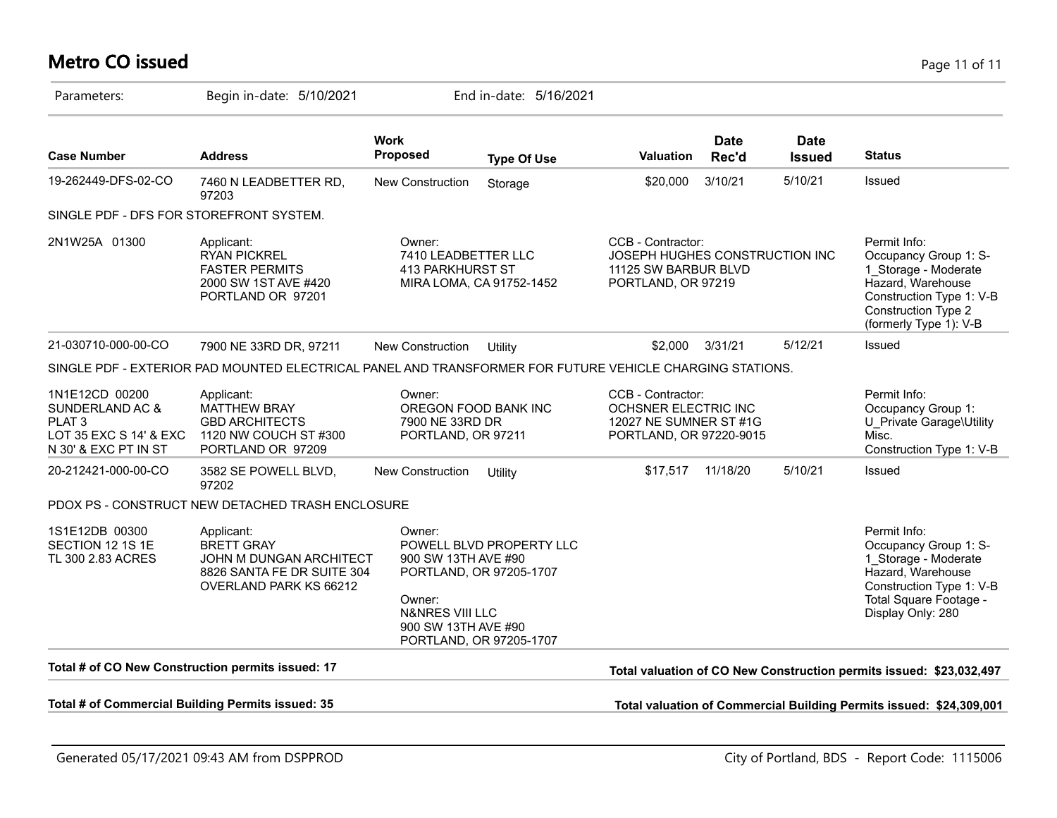# Metro CO issued

Parameters: Begin in-date: 5/10/2021 End in-date: 5/16/2021

| Case Number | Address | Work Proposed | Type Of Use | Valuation | Date Rec'd | Date Issued | Status |
|---|---|---|---|---|---|---|---|
| 19-262449-DFS-02-CO | 7460 N LEADBETTER RD, 97203 | New Construction | Storage | $20,000 | 3/10/21 | 5/10/21 | Issued |

SINGLE PDF - DFS FOR STOREFRONT SYSTEM.

| | | | | |
|---|---|---|---|---|
| 2N1W25A 01300 | Applicant: RYAN PICKREL FASTER PERMITS 2000 SW 1ST AVE #420 PORTLAND OR 97201 | Owner: 7410 LEADBETTER LLC 413 PARKHURST ST MIRA LOMA, CA 91752-1452 | CCB - Contractor: JOSEPH HUGHES CONSTRUCTION INC 11125 SW BARBUR BLVD PORTLAND, OR 97219 | Permit Info: Occupancy Group 1: S-1_Storage - Moderate Hazard, Warehouse Construction Type 1: V-B Construction Type 2 (formerly Type 1): V-B |

| Case Number | Address | Work Proposed | Type Of Use | Valuation | Date Rec'd | Date Issued | Status |
|---|---|---|---|---|---|---|---|
| 21-030710-000-00-CO | 7900 NE 33RD DR, 97211 | New Construction | Utility | $2,000 | 3/31/21 | 5/12/21 | Issued |

SINGLE PDF - EXTERIOR PAD MOUNTED ELECTRICAL PANEL AND TRANSFORMER FOR FUTURE VEHICLE CHARGING STATIONS.

| | | | | |
|---|---|---|---|---|
| 1N1E12CD 00200 SUNDERLAND AC & PLAT 3 LOT 35 EXC S 14' & EXC N 30' & EXC PT IN ST | Applicant: MATTHEW BRAY GBD ARCHITECTS 1120 NW COUCH ST #300 PORTLAND OR 97209 | Owner: OREGON FOOD BANK INC 7900 NE 33RD DR PORTLAND, OR 97211 | CCB - Contractor: OCHSNER ELECTRIC INC 12027 NE SUMNER ST #1G PORTLAND, OR 97220-9015 | Permit Info: Occupancy Group 1: U_Private Garage\Utility Misc. Construction Type 1: V-B |

| Case Number | Address | Work Proposed | Type Of Use | Valuation | Date Rec'd | Date Issued | Status |
|---|---|---|---|---|---|---|---|
| 20-212421-000-00-CO | 3582 SE POWELL BLVD, 97202 | New Construction | Utility | $17,517 | 11/18/20 | 5/10/21 | Issued |

PDOX PS - CONSTRUCT NEW DETACHED TRASH ENCLOSURE

| | | | | |
|---|---|---|---|---|
| 1S1E12DB 00300 SECTION 12 1S 1E TL 300 2.83 ACRES | Applicant: BRETT GRAY JOHN M DUNGAN ARCHITECT 8826 SANTA FE DR SUITE 304 OVERLAND PARK KS 66212 | Owner: POWELL BLVD PROPERTY LLC 900 SW 13TH AVE #90 PORTLAND, OR 97205-1707 Owner: N&NRES VIII LLC 900 SW 13TH AVE #90 PORTLAND, OR 97205-1707 | | Permit Info: Occupancy Group 1: S-1_Storage - Moderate Hazard, Warehouse Construction Type 1: V-B Total Square Footage - Display Only: 280 |

**Total # of CO New Construction permits issued: 17**

**Total valuation of CO New Construction permits issued: $23,032,497**

**Total # of Commercial Building Permits issued: 35**

**Total valuation of Commercial Building Permits issued: $24,309,001**

Generated 05/17/2021 09:43 AM from DSPPROD

City of Portland, BDS - Report Code: 1115006